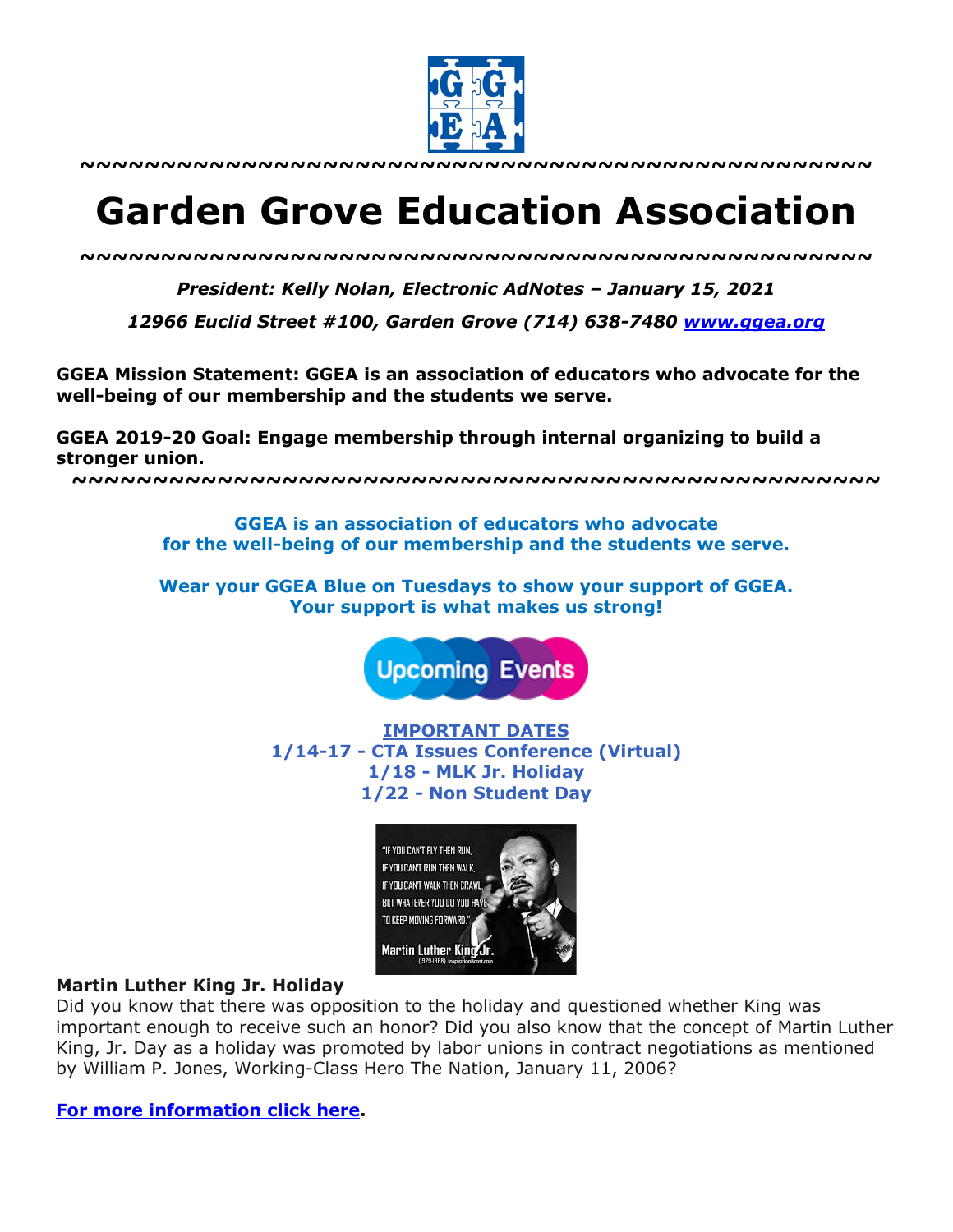~~~~~~~~~~~~~~~~~~~~~~~~~~~~~~~~~~~~~~~~~~~~~~~~~~~~

# Garden Grove Education Association

~~~~~~~~~~~~~~~~~~~~~~~~~~~~~~~~~~~~~~~~~~~~~~~~~~~~

***President: Kelly Nolan, Electronic AdNotes – January 15, 2021***

***12966 Euclid Street #100, Garden Grove (714) 638-7480 [www.ggea.org](http://www.ggea.org)***

**GGEA Mission Statement: GGEA is an association of educators who advocate for the well-being of our membership and the students we serve.**

**GGEA 2019-20 Goal: Engage membership through internal organizing to build a stronger union.**

~~~~~~~~~~~~~~~~~~~~~~~~~~~~~~~~~~~~~~~~~~~~~~~~~~~~

**GGEA is an association of educators who advocate for the well-being of our membership and the students we serve.**

**Wear your GGEA Blue on Tuesdays to show your support of GGEA. Your support is what makes us strong!**

Upcoming Events

**IMPORTANT DATES**
**1/14-17 - CTA Issues Conference (Virtual)**
**1/18 - MLK Jr. Holiday**
**1/22 - Non Student Day**

**Martin Luther King Jr. Holiday**
Did you know that there was opposition to the holiday and questioned whether King was important enough to receive such an honor? Did you also know that the concept of Martin Luther King, Jr. Day as a holiday was promoted by labor unions in contract negotiations as mentioned by William P. Jones, Working-Class Hero The Nation, January 11, 2006?

**For more information click here.**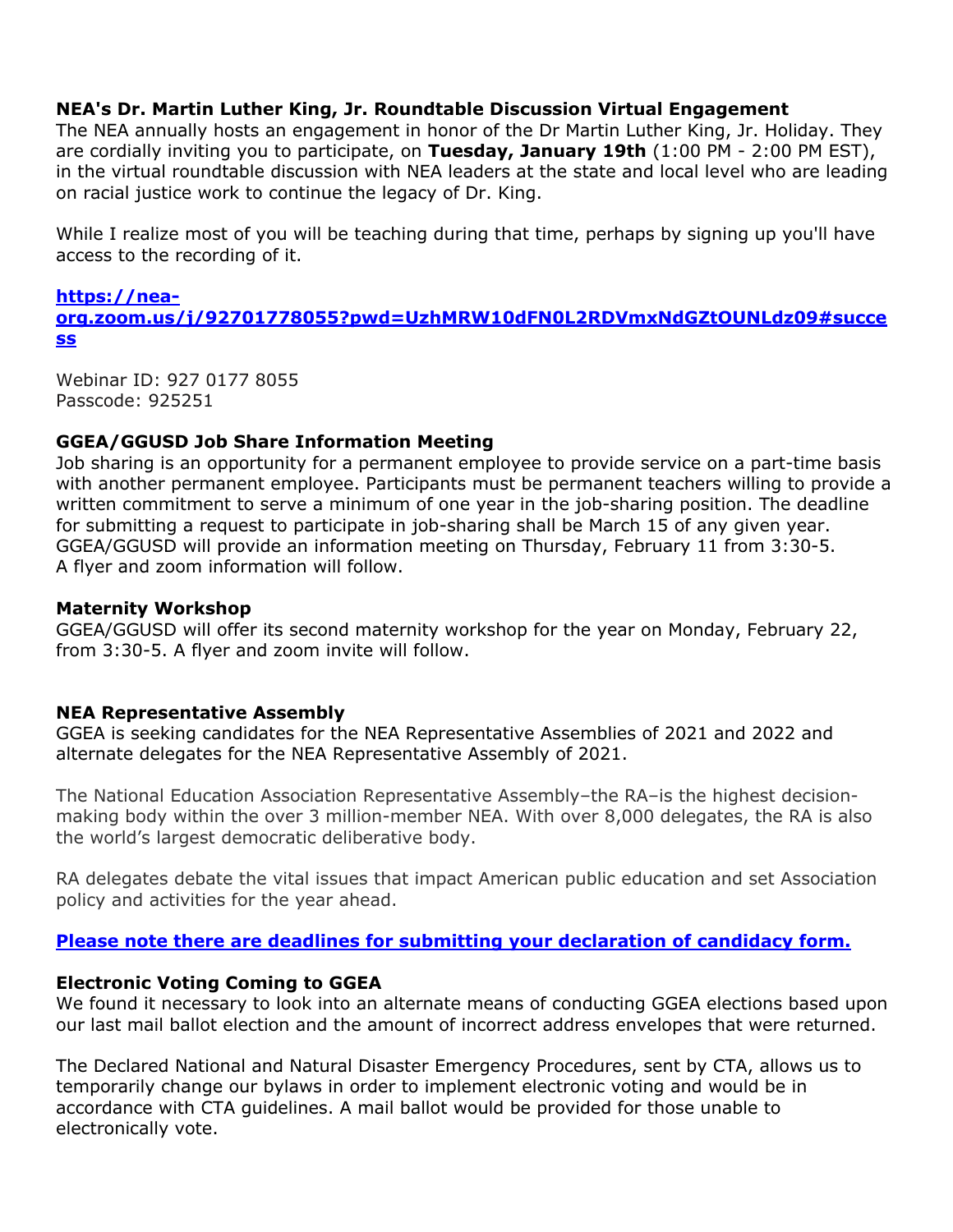**NEA's Dr. Martin Luther King, Jr. Roundtable Discussion Virtual Engagement**
The NEA annually hosts an engagement in honor of the Dr Martin Luther King, Jr. Holiday. They are cordially inviting you to participate, on **Tuesday, January 19th** (1:00 PM - 2:00 PM EST), in the virtual roundtable discussion with NEA leaders at the state and local level who are leading on racial justice work to continue the legacy of Dr. King.

While I realize most of you will be teaching during that time, perhaps by signing up you'll have access to the recording of it.

**https://nea-org.zoom.us/j/92701778055?pwd=UzhMRW10dFN0L2RDVmxNdGZtOUNLdz09#success**

Webinar ID: 927 0177 8055
Passcode: 925251

**GGEA/GGUSD Job Share Information Meeting**
Job sharing is an opportunity for a permanent employee to provide service on a part-time basis with another permanent employee. Participants must be permanent teachers willing to provide a written commitment to serve a minimum of one year in the job-sharing position. The deadline for submitting a request to participate in job-sharing shall be March 15 of any given year. GGEA/GGUSD will provide an information meeting on Thursday, February 11 from 3:30-5. A flyer and zoom information will follow.

**Maternity Workshop**
GGEA/GGUSD will offer its second maternity workshop for the year on Monday, February 22, from 3:30-5. A flyer and zoom invite will follow.

**NEA Representative Assembly**
GGEA is seeking candidates for the NEA Representative Assemblies of 2021 and 2022 and alternate delegates for the NEA Representative Assembly of 2021.

The National Education Association Representative Assembly–the RA–is the highest decision-making body within the over 3 million-member NEA. With over 8,000 delegates, the RA is also the world's largest democratic deliberative body.

RA delegates debate the vital issues that impact American public education and set Association policy and activities for the year ahead.

**Please note there are deadlines for submitting your declaration of candidacy form.**

**Electronic Voting Coming to GGEA**
We found it necessary to look into an alternate means of conducting GGEA elections based upon our last mail ballot election and the amount of incorrect address envelopes that were returned.

The Declared National and Natural Disaster Emergency Procedures, sent by CTA, allows us to temporarily change our bylaws in order to implement electronic voting and would be in accordance with CTA guidelines. A mail ballot would be provided for those unable to electronically vote.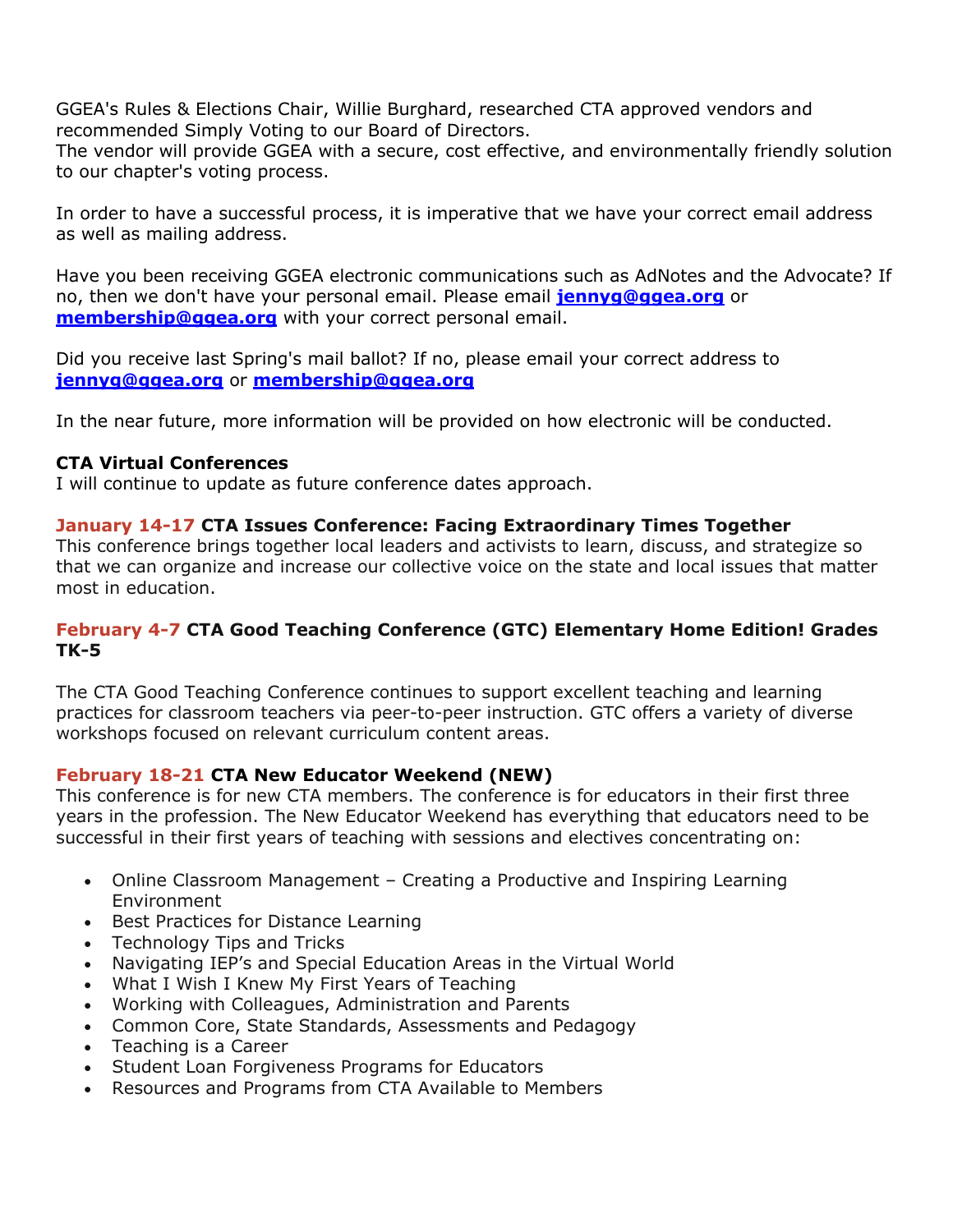GGEA's Rules & Elections Chair, Willie Burghard, researched CTA approved vendors and recommended Simply Voting to our Board of Directors.
The vendor will provide GGEA with a secure, cost effective, and environmentally friendly solution to our chapter's voting process.

In order to have a successful process, it is imperative that we have your correct email address as well as mailing address.

Have you been receiving GGEA electronic communications such as AdNotes and the Advocate? If no, then we don't have your personal email. Please email **jennyg@ggea.org** or **membership@ggea.org** with your correct personal email.

Did you receive last Spring's mail ballot? If no, please email your correct address to **jennyg@ggea.org** or **membership@ggea.org**

In the near future, more information will be provided on how electronic will be conducted.

**CTA Virtual Conferences**
I will continue to update as future conference dates approach.

**January 14-17 CTA Issues Conference: Facing Extraordinary Times Together**
This conference brings together local leaders and activists to learn, discuss, and strategize so that we can organize and increase our collective voice on the state and local issues that matter most in education.

**February 4-7 CTA Good Teaching Conference (GTC) Elementary Home Edition! Grades TK-5**

The CTA Good Teaching Conference continues to support excellent teaching and learning practices for classroom teachers via peer-to-peer instruction. GTC offers a variety of diverse workshops focused on relevant curriculum content areas.

**February 18-21 CTA New Educator Weekend (NEW)**
This conference is for new CTA members. The conference is for educators in their first three years in the profession. The New Educator Weekend has everything that educators need to be successful in their first years of teaching with sessions and electives concentrating on:

- Online Classroom Management – Creating a Productive and Inspiring Learning Environment
- Best Practices for Distance Learning
- Technology Tips and Tricks
- Navigating IEP's and Special Education Areas in the Virtual World
- What I Wish I Knew My First Years of Teaching
- Working with Colleagues, Administration and Parents
- Common Core, State Standards, Assessments and Pedagogy
- Teaching is a Career
- Student Loan Forgiveness Programs for Educators
- Resources and Programs from CTA Available to Members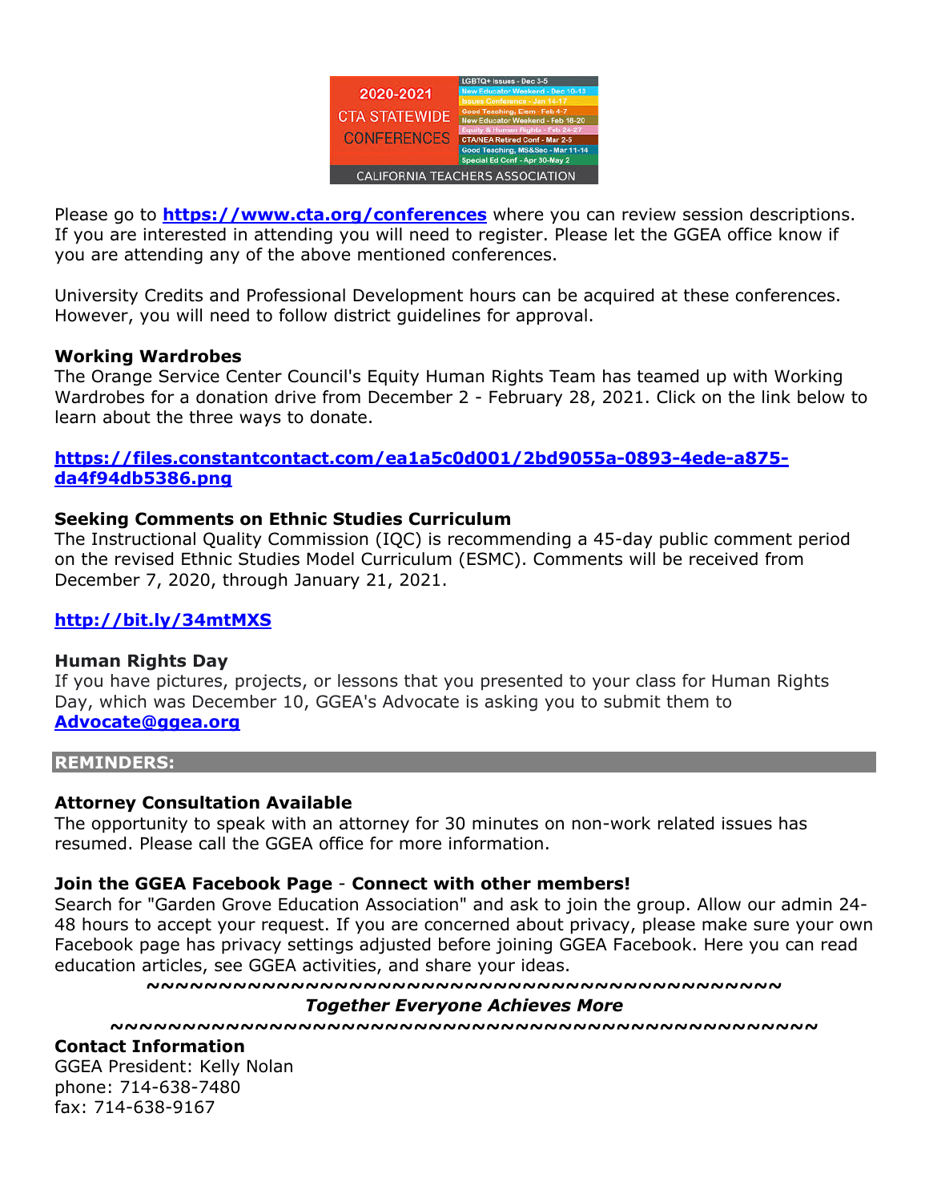2020-2021 CTA STATEWIDE CONFERENCES

- LGBTQ+ Issues - Dec 3-5
- New Educator Weekend - Dec 10-13
- Issues Conference - Jan 14-17
- Good Teaching, Elem - Feb 4-7
- New Educator Weekend - Feb 18-20
- Equity & Human Rights - Feb 24-27
- CTA/NEA Retired Conf - Mar 2-5
- Good Teaching, MS&Sec - Mar 11-14
- Special Ed Conf - Apr 30-May 2

CALIFORNIA TEACHERS ASSOCIATION

Please go to **https://www.cta.org/conferences** where you can review session descriptions. If you are interested in attending you will need to register. Please let the GGEA office know if you are attending any of the above mentioned conferences.

University Credits and Professional Development hours can be acquired at these conferences. However, you will need to follow district guidelines for approval.

**Working Wardrobes**
The Orange Service Center Council's Equity Human Rights Team has teamed up with Working Wardrobes for a donation drive from December 2 - February 28, 2021. Click on the link below to learn about the three ways to donate.

**https://files.constantcontact.com/ea1a5c0d001/2bd9055a-0893-4ede-a875-da4f94db5386.png**

**Seeking Comments on Ethnic Studies Curriculum**
The Instructional Quality Commission (IQC) is recommending a 45-day public comment period on the revised Ethnic Studies Model Curriculum (ESMC). Comments will be received from December 7, 2020, through January 21, 2021.

**http://bit.ly/34mtMXS**

**Human Rights Day**
If you have pictures, projects, or lessons that you presented to your class for Human Rights Day, which was December 10, GGEA's Advocate is asking you to submit them to **Advocate@ggea.org**

## REMINDERS:

**Attorney Consultation Available**
The opportunity to speak with an attorney for 30 minutes on non-work related issues has resumed. Please call the GGEA office for more information.

**Join the GGEA Facebook Page** - **Connect with other members!**
Search for "Garden Grove Education Association" and ask to join the group. Allow our admin 24-48 hours to accept your request. If you are concerned about privacy, please make sure your own Facebook page has privacy settings adjusted before joining GGEA Facebook. Here you can read education articles, see GGEA activities, and share your ideas.

~~~~~~~~~~~~~~~~~~~~~~~~~~~~~~~~~~~~~~~~~~~~~~

***Together Everyone Achieves More***

~~~~~~~~~~~~~~~~~~~~~~~~~~~~~~~~~~~~~~~~~~~~~~~~~

**Contact Information**
GGEA President: Kelly Nolan
phone: 714-638-7480
fax: 714-638-9167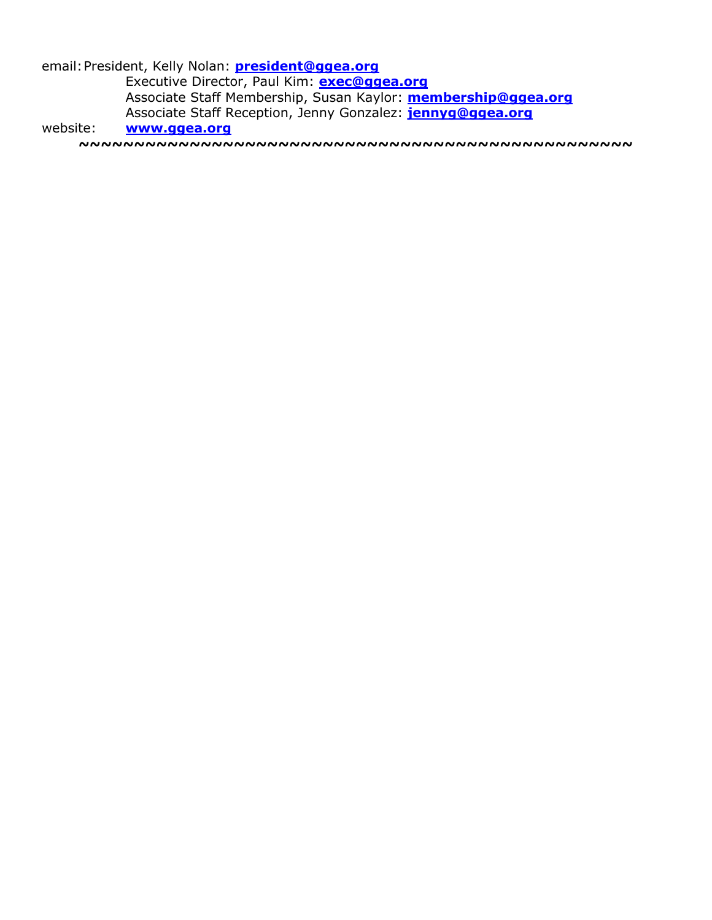email: President, Kelly Nolan: **president@ggea.org**
Executive Director, Paul Kim: **exec@ggea.org**
Associate Staff Membership, Susan Kaylor: **membership@ggea.org**
Associate Staff Reception, Jenny Gonzalez: **jennyg@ggea.org**
website: **www.ggea.org**

~~~~~~~~~~~~~~~~~~~~~~~~~~~~~~~~~~~~~~~~~~~~~~~~~~~~